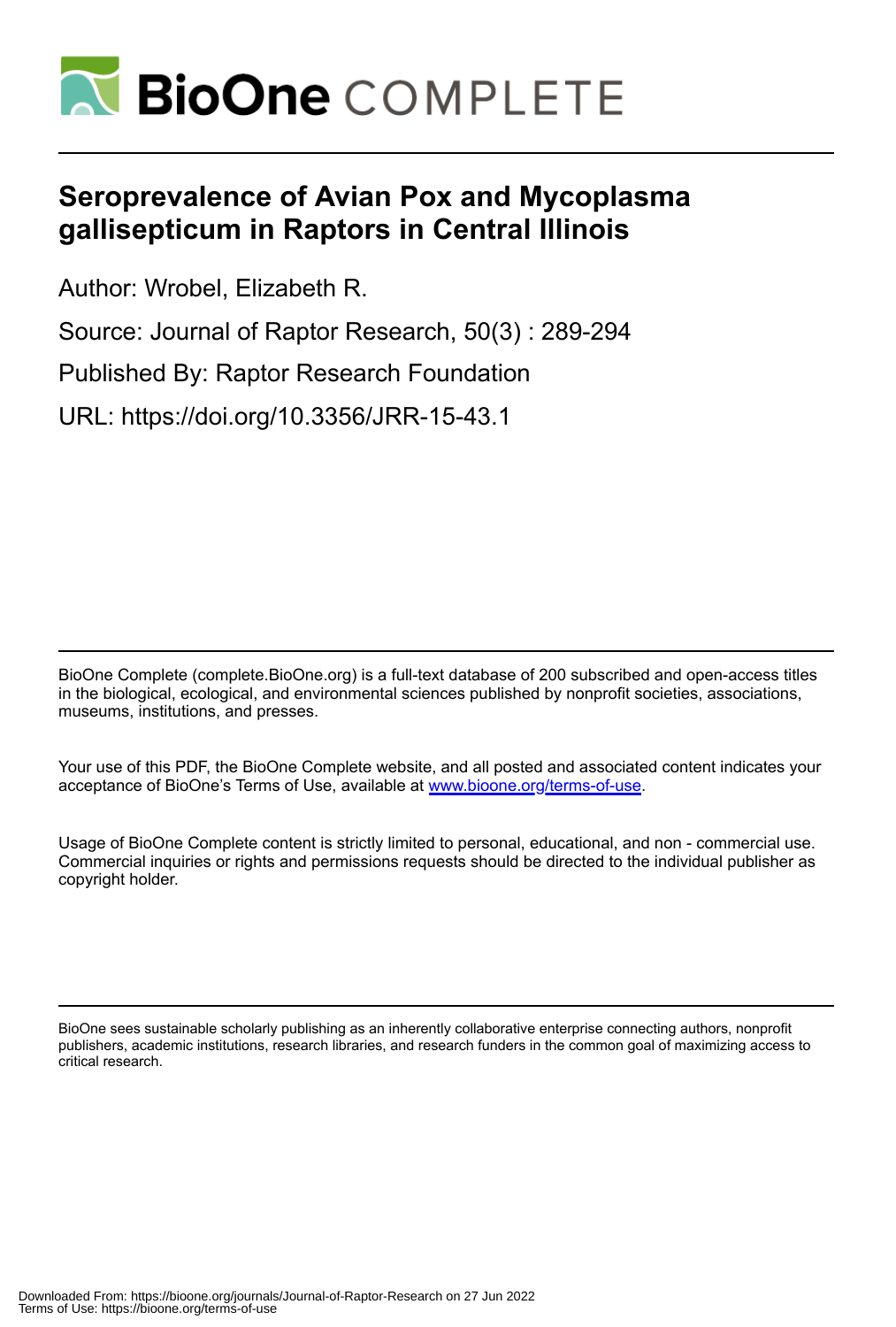# Seroprevalence of Avian Pox and Mycoplasma gallisepticum in Raptors in Central Illinois

Author: Wrobel, Elizabeth R.

Source: Journal of Raptor Research, 50(3) : 289-294

Published By: Raptor Research Foundation

URL: https://doi.org/10.3356/JRR-15-43.1

BioOne Complete (complete.BioOne.org) is a full-text database of 200 subscribed and open-access titles in the biological, ecological, and environmental sciences published by nonprofit societies, associations, museums, institutions, and presses.

Your use of this PDF, the BioOne Complete website, and all posted and associated content indicates your acceptance of BioOne's Terms of Use, available at www.bioone.org/terms-of-use.

Usage of BioOne Complete content is strictly limited to personal, educational, and non - commercial use. Commercial inquiries or rights and permissions requests should be directed to the individual publisher as copyright holder.

BioOne sees sustainable scholarly publishing as an inherently collaborative enterprise connecting authors, nonprofit publishers, academic institutions, research libraries, and research funders in the common goal of maximizing access to critical research.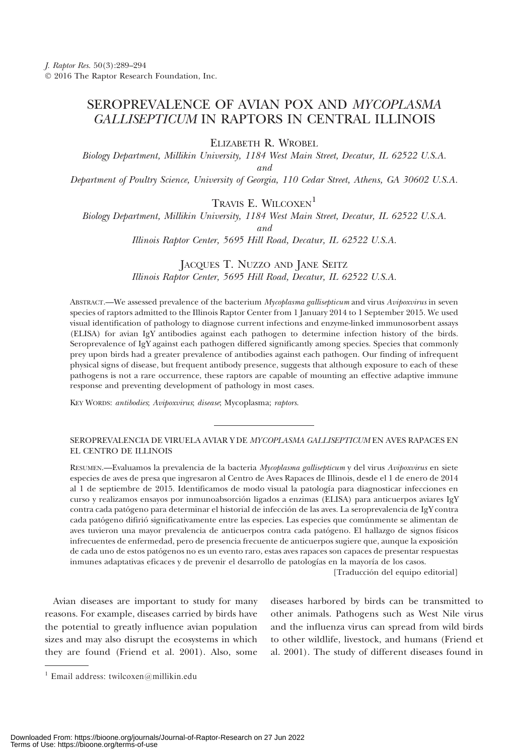# SEROPREVALENCE OF AVIAN POX AND *MYCOPLASMA GALLISEPTICUM* IN RAPTORS IN CENTRAL ILLINOIS

ELIZABETH R. WROBEL

*Biology Department, Millikin University, 1184 West Main Street, Decatur, IL 62522 U.S.A.*

*and*

*Department of Poultry Science, University of Georgia, 110 Cedar Street, Athens, GA 30602 U.S.A.*

TRAVIS E. WILCOXEN[1]

*Biology Department, Millikin University, 1184 West Main Street, Decatur, IL 62522 U.S.A.*

*and*

*Illinois Raptor Center, 5695 Hill Road, Decatur, IL 62522 U.S.A.*

JACQUES T. NUZZO AND JANE SEITZ

*Illinois Raptor Center, 5695 Hill Road, Decatur, IL 62522 U.S.A.*

ABSTRACT.—We assessed prevalence of the bacterium *Mycoplasma gallisepticum* and virus *Avipoxvirus* in seven species of raptors admitted to the Illinois Raptor Center from 1 January 2014 to 1 September 2015. We used visual identification of pathology to diagnose current infections and enzyme-linked immunosorbent assays (ELISA) for avian IgY antibodies against each pathogen to determine infection history of the birds. Seroprevalence of IgY against each pathogen differed significantly among species. Species that commonly prey upon birds had a greater prevalence of antibodies against each pathogen. Our finding of infrequent physical signs of disease, but frequent antibody presence, suggests that although exposure to each of these pathogens is not a rare occurrence, these raptors are capable of mounting an effective adaptive immune response and preventing development of pathology in most cases.

KEY WORDS: *antibodies*; *Avipoxvirus*; *disease*; Mycoplasma; *raptors*.

---

SEROPREVALENCIA DE VIRUELA AVIAR Y DE *MYCOPLASMA GALLISEPTICUM* EN AVES RAPACES EN EL CENTRO DE ILLINOIS

RESUMEN.—Evaluamos la prevalencia de la bacteria *Mycoplasma gallisepticum* y del virus *Avipoxvirus* en siete especies de aves de presa que ingresaron al Centro de Aves Rapaces de Illinois, desde el 1 de enero de 2014 al 1 de septiembre de 2015. Identificamos de modo visual la patología para diagnosticar infecciones en curso y realizamos ensayos por inmunoabsorción ligados a enzimas (ELISA) para anticuerpos aviares IgY contra cada patógeno para determinar el historial de infección de las aves. La seroprevalencia de IgY contra cada patógeno difirió significativamente entre las especies. Las especies que comúnmente se alimentan de aves tuvieron una mayor prevalencia de anticuerpos contra cada patógeno. El hallazgo de signos físicos infrecuentes de enfermedad, pero de presencia frecuente de anticuerpos sugiere que, aunque la exposición de cada uno de estos patógenos no es un evento raro, estas aves rapaces son capaces de presentar respuestas inmunes adaptativas eficaces y de prevenir el desarrollo de patologías en la mayoría de los casos.

[Traducción del equipo editorial]

Avian diseases are important to study for many reasons. For example, diseases carried by birds have the potential to greatly influence avian population sizes and may also disrupt the ecosystems in which they are found (Friend et al. 2001). Also, some diseases harbored by birds can be transmitted to other animals. Pathogens such as West Nile virus and the influenza virus can spread from wild birds to other wildlife, livestock, and humans (Friend et al. 2001). The study of different diseases found in

[1] Email address: twilcoxen@millikin.edu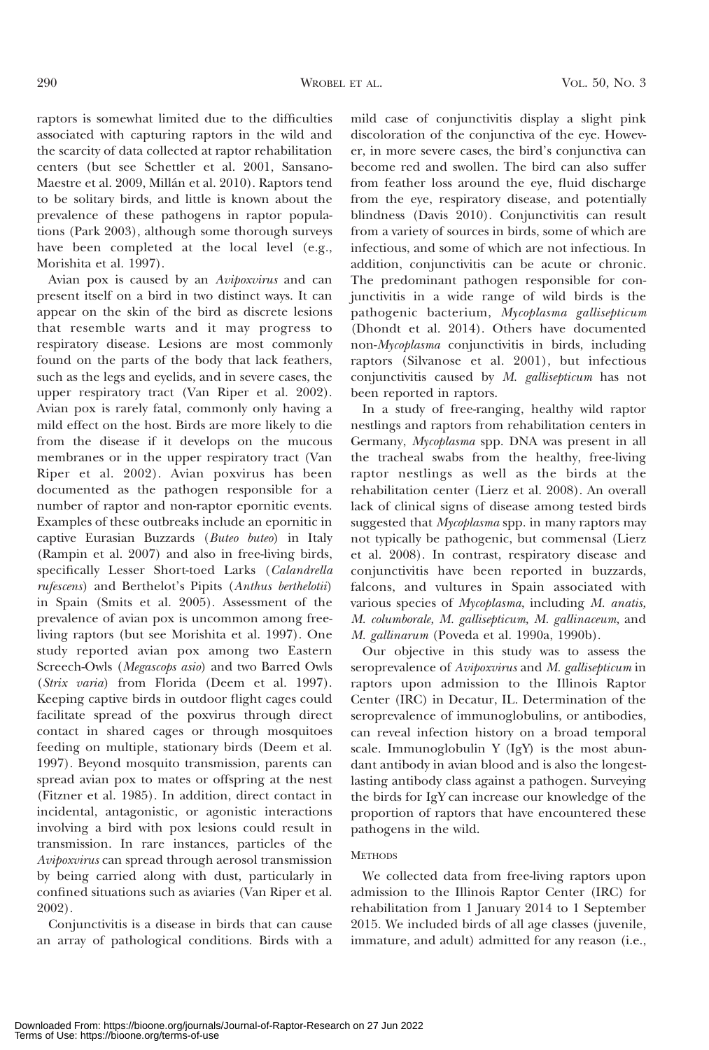raptors is somewhat limited due to the difficulties associated with capturing raptors in the wild and the scarcity of data collected at raptor rehabilitation centers (but see Schettler et al. 2001, Sansano-Maestre et al. 2009, Millán et al. 2010). Raptors tend to be solitary birds, and little is known about the prevalence of these pathogens in raptor populations (Park 2003), although some thorough surveys have been completed at the local level (e.g., Morishita et al. 1997).

Avian pox is caused by an *Avipoxvirus* and can present itself on a bird in two distinct ways. It can appear on the skin of the bird as discrete lesions that resemble warts and it may progress to respiratory disease. Lesions are most commonly found on the parts of the body that lack feathers, such as the legs and eyelids, and in severe cases, the upper respiratory tract (Van Riper et al. 2002). Avian pox is rarely fatal, commonly only having a mild effect on the host. Birds are more likely to die from the disease if it develops on the mucous membranes or in the upper respiratory tract (Van Riper et al. 2002). Avian poxvirus has been documented as the pathogen responsible for a number of raptor and non-raptor epornitic events. Examples of these outbreaks include an epornitic in captive Eurasian Buzzards (*Buteo buteo*) in Italy (Rampin et al. 2007) and also in free-living birds, specifically Lesser Short-toed Larks (*Calandrella rufescens*) and Berthelot's Pipits (*Anthus berthelotii*) in Spain (Smits et al. 2005). Assessment of the prevalence of avian pox is uncommon among free-living raptors (but see Morishita et al. 1997). One study reported avian pox among two Eastern Screech-Owls (*Megascops asio*) and two Barred Owls (*Strix varia*) from Florida (Deem et al. 1997). Keeping captive birds in outdoor flight cages could facilitate spread of the poxvirus through direct contact in shared cages or through mosquitoes feeding on multiple, stationary birds (Deem et al. 1997). Beyond mosquito transmission, parents can spread avian pox to mates or offspring at the nest (Fitzner et al. 1985). In addition, direct contact in incidental, antagonistic, or agonistic interactions involving a bird with pox lesions could result in transmission. In rare instances, particles of the *Avipoxvirus* can spread through aerosol transmission by being carried along with dust, particularly in confined situations such as aviaries (Van Riper et al. 2002).

Conjunctivitis is a disease in birds that can cause an array of pathological conditions. Birds with a mild case of conjunctivitis display a slight pink discoloration of the conjunctiva of the eye. However, in more severe cases, the bird's conjunctiva can become red and swollen. The bird can also suffer from feather loss around the eye, fluid discharge from the eye, respiratory disease, and potentially blindness (Davis 2010). Conjunctivitis can result from a variety of sources in birds, some of which are infectious, and some of which are not infectious. In addition, conjunctivitis can be acute or chronic. The predominant pathogen responsible for conjunctivitis in a wide range of wild birds is the pathogenic bacterium, *Mycoplasma gallisepticum* (Dhondt et al. 2014). Others have documented non-*Mycoplasma* conjunctivitis in birds, including raptors (Silvanose et al. 2001), but infectious conjunctivitis caused by *M. gallisepticum* has not been reported in raptors.

In a study of free-ranging, healthy wild raptor nestlings and raptors from rehabilitation centers in Germany, *Mycoplasma* spp. DNA was present in all the tracheal swabs from the healthy, free-living raptor nestlings as well as the birds at the rehabilitation center (Lierz et al. 2008). An overall lack of clinical signs of disease among tested birds suggested that *Mycoplasma* spp. in many raptors may not typically be pathogenic, but commensal (Lierz et al. 2008). In contrast, respiratory disease and conjunctivitis have been reported in buzzards, falcons, and vultures in Spain associated with various species of *Mycoplasma*, including *M. anatis, M. columborale, M. gallisepticum, M. gallinaceum,* and *M. gallinarum* (Poveda et al. 1990a, 1990b).

Our objective in this study was to assess the seroprevalence of *Avipoxvirus* and *M. gallisepticum* in raptors upon admission to the Illinois Raptor Center (IRC) in Decatur, IL. Determination of the seroprevalence of immunoglobulins, or antibodies, can reveal infection history on a broad temporal scale. Immunoglobulin Y (IgY) is the most abundant antibody in avian blood and is also the longest-lasting antibody class against a pathogen. Surveying the birds for IgY can increase our knowledge of the proportion of raptors that have encountered these pathogens in the wild.

## Methods

We collected data from free-living raptors upon admission to the Illinois Raptor Center (IRC) for rehabilitation from 1 January 2014 to 1 September 2015. We included birds of all age classes (juvenile, immature, and adult) admitted for any reason (i.e.,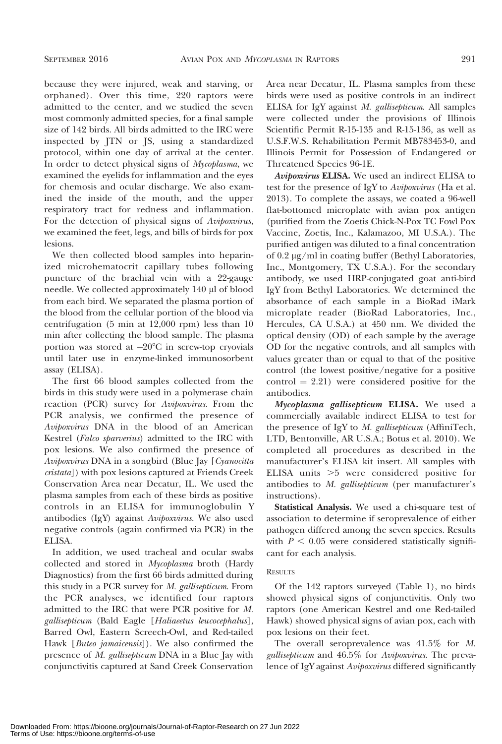because they were injured, weak and starving, or orphaned). Over this time, 220 raptors were admitted to the center, and we studied the seven most commonly admitted species, for a final sample size of 142 birds. All birds admitted to the IRC were inspected by JTN or JS, using a standardized protocol, within one day of arrival at the center. In order to detect physical signs of *Mycoplasma*, we examined the eyelids for inflammation and the eyes for chemosis and ocular discharge. We also examined the inside of the mouth, and the upper respiratory tract for redness and inflammation. For the detection of physical signs of *Avipoxvirus*, we examined the feet, legs, and bills of birds for pox lesions.

We then collected blood samples into heparinized microhematocrit capillary tubes following puncture of the brachial vein with a 22-gauge needle. We collected approximately 140 µl of blood from each bird. We separated the plasma portion of the blood from the cellular portion of the blood via centrifugation (5 min at 12,000 rpm) less than 10 min after collecting the blood sample. The plasma portion was stored at $-20°C$ in screw-top cryovials until later use in enzyme-linked immunosorbent assay (ELISA).

The first 66 blood samples collected from the birds in this study were used in a polymerase chain reaction (PCR) survey for *Avipoxvirus*. From the PCR analysis, we confirmed the presence of *Avipoxvirus* DNA in the blood of an American Kestrel (*Falco sparverius*) admitted to the IRC with pox lesions. We also confirmed the presence of *Avipoxvirus* DNA in a songbird (Blue Jay [*Cyanocitta cristata*]) with pox lesions captured at Friends Creek Conservation Area near Decatur, IL. We used the plasma samples from each of these birds as positive controls in an ELISA for immunoglobulin Y antibodies (IgY) against *Avipoxvirus*. We also used negative controls (again confirmed via PCR) in the ELISA.

In addition, we used tracheal and ocular swabs collected and stored in *Mycoplasma* broth (Hardy Diagnostics) from the first 66 birds admitted during this study in a PCR survey for *M. gallisepticum*. From the PCR analyses, we identified four raptors admitted to the IRC that were PCR positive for *M. gallisepticum* (Bald Eagle [*Haliaeetus leucocephalus*], Barred Owl, Eastern Screech-Owl, and Red-tailed Hawk [*Buteo jamaicensis*]). We also confirmed the presence of *M. gallisepticum* DNA in a Blue Jay with conjunctivitis captured at Sand Creek Conservation Area near Decatur, IL. Plasma samples from these birds were used as positive controls in an indirect ELISA for IgY against *M. gallisepticum*. All samples were collected under the provisions of Illinois Scientific Permit R-15-135 and R-15-136, as well as U.S.F.W.S. Rehabilitation Permit MB783453-0, and Illinois Permit for Possession of Endangered or Threatened Species 96-1E.

***Avipoxvirus* ELISA.** We used an indirect ELISA to test for the presence of IgY to *Avipoxvirus* (Ha et al. 2013). To complete the assays, we coated a 96-well flat-bottomed microplate with avian pox antigen (purified from the Zoetis Chick-N-Pox TC Fowl Pox Vaccine, Zoetis, Inc., Kalamazoo, MI U.S.A.). The purified antigen was diluted to a final concentration of 0.2 µg/ml in coating buffer (Bethyl Laboratories, Inc., Montgomery, TX U.S.A.). For the secondary antibody, we used HRP-conjugated goat anti-bird IgY from Bethyl Laboratories. We determined the absorbance of each sample in a BioRad iMark microplate reader (BioRad Laboratories, Inc., Hercules, CA U.S.A.) at 450 nm. We divided the optical density (OD) of each sample by the average OD for the negative controls, and all samples with values greater than or equal to that of the positive control (the lowest positive/negative for a positive control = 2.21) were considered positive for the antibodies.

***Mycoplasma gallisepticum* ELISA.** We used a commercially available indirect ELISA to test for the presence of IgY to *M. gallisepticum* (AffiniTech, LTD, Bentonville, AR U.S.A.; Botus et al. 2010). We completed all procedures as described in the manufacturer's ELISA kit insert. All samples with ELISA units $>5$ were considered positive for antibodies to *M. gallisepticum* (per manufacturer's instructions).

**Statistical Analysis.** We used a chi-square test of association to determine if seroprevalence of either pathogen differed among the seven species. Results with $P < 0.05$ were considered statistically significant for each analysis.

## RESULTS

Of the 142 raptors surveyed (Table 1), no birds showed physical signs of conjunctivitis. Only two raptors (one American Kestrel and one Red-tailed Hawk) showed physical signs of avian pox, each with pox lesions on their feet.

The overall seroprevalence was 41.5% for *M. gallisepticum* and 46.5% for *Avipoxvirus*. The prevalence of IgY against *Avipoxvirus* differed significantly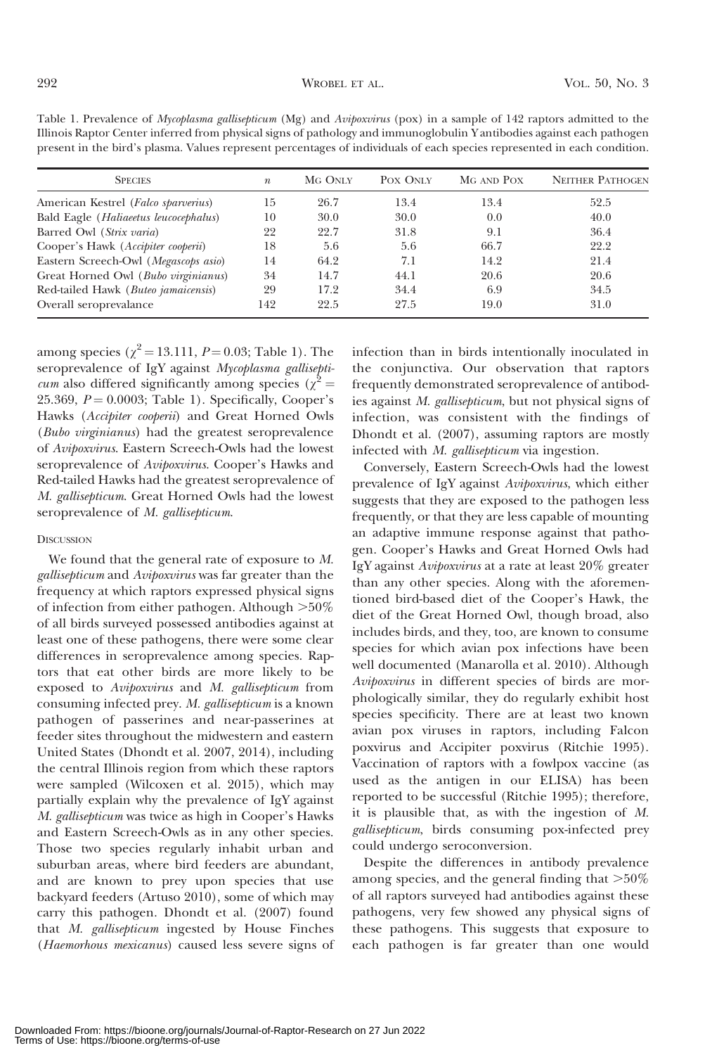Table 1. Prevalence of *Mycoplasma gallisepticum* (Mg) and *Avipoxvirus* (pox) in a sample of 142 raptors admitted to the Illinois Raptor Center inferred from physical signs of pathology and immunoglobulin Y antibodies against each pathogen present in the bird's plasma. Values represent percentages of individuals of each species represented in each condition.

| Species | $n$ | Mg Only | Pox Only | Mg and Pox | Neither Pathogen |
| --- | --- | --- | --- | --- | --- |
| American Kestrel (*Falco sparverius*) | 15 | 26.7 | 13.4 | 13.4 | 52.5 |
| Bald Eagle (*Haliaeetus leucocephalus*) | 10 | 30.0 | 30.0 | 0.0 | 40.0 |
| Barred Owl (*Strix varia*) | 22 | 22.7 | 31.8 | 9.1 | 36.4 |
| Cooper's Hawk (*Accipiter cooperii*) | 18 | 5.6 | 5.6 | 66.7 | 22.2 |
| Eastern Screech-Owl (*Megascops asio*) | 14 | 64.2 | 7.1 | 14.2 | 21.4 |
| Great Horned Owl (*Bubo virginianus*) | 34 | 14.7 | 44.1 | 20.6 | 20.6 |
| Red-tailed Hawk (*Buteo jamaicensis*) | 29 | 17.2 | 34.4 | 6.9 | 34.5 |
| Overall seroprevalance | 142 | 22.5 | 27.5 | 19.0 | 31.0 |

among species ($\chi^2 = 13.111$, $P = 0.03$; Table 1). The seroprevalence of IgY against *Mycoplasma gallisepticum* also differed significantly among species ($\chi^2 = 25.369$, $P = 0.0003$; Table 1). Specifically, Cooper's Hawks (*Accipiter cooperii*) and Great Horned Owls (*Bubo virginianus*) had the greatest seroprevalence of *Avipoxvirus*. Eastern Screech-Owls had the lowest seroprevalence of *Avipoxvirus*. Cooper's Hawks and Red-tailed Hawks had the greatest seroprevalence of *M. gallisepticum*. Great Horned Owls had the lowest seroprevalence of *M. gallisepticum*.

## Discussion

We found that the general rate of exposure to *M. gallisepticum* and *Avipoxvirus* was far greater than the frequency at which raptors expressed physical signs of infection from either pathogen. Although >50% of all birds surveyed possessed antibodies against at least one of these pathogens, there were some clear differences in seroprevalence among species. Raptors that eat other birds are more likely to be exposed to *Avipoxvirus* and *M. gallisepticum* from consuming infected prey. *M. gallisepticum* is a known pathogen of passerines and near-passerines at feeder sites throughout the midwestern and eastern United States (Dhondt et al. 2007, 2014), including the central Illinois region from which these raptors were sampled (Wilcoxen et al. 2015), which may partially explain why the prevalence of IgY against *M. gallisepticum* was twice as high in Cooper's Hawks and Eastern Screech-Owls as in any other species. Those two species regularly inhabit urban and suburban areas, where bird feeders are abundant, and are known to prey upon species that use backyard feeders (Artuso 2010), some of which may carry this pathogen. Dhondt et al. (2007) found that *M. gallisepticum* ingested by House Finches (*Haemorhous mexicanus*) caused less severe signs of infection than in birds intentionally inoculated in the conjunctiva. Our observation that raptors frequently demonstrated seroprevalence of antibodies against *M. gallisepticum*, but not physical signs of infection, was consistent with the findings of Dhondt et al. (2007), assuming raptors are mostly infected with *M. gallisepticum* via ingestion.

Conversely, Eastern Screech-Owls had the lowest prevalence of IgY against *Avipoxvirus*, which either suggests that they are exposed to the pathogen less frequently, or that they are less capable of mounting an adaptive immune response against that pathogen. Cooper's Hawks and Great Horned Owls had IgY against *Avipoxvirus* at a rate at least 20% greater than any other species. Along with the aforementioned bird-based diet of the Cooper's Hawk, the diet of the Great Horned Owl, though broad, also includes birds, and they, too, are known to consume species for which avian pox infections have been well documented (Manarolla et al. 2010). Although *Avipoxvirus* in different species of birds are morphologically similar, they do regularly exhibit host species specificity. There are at least two known avian pox viruses in raptors, including Falcon poxvirus and Accipiter poxvirus (Ritchie 1995). Vaccination of raptors with a fowlpox vaccine (as used as the antigen in our ELISA) has been reported to be successful (Ritchie 1995); therefore, it is plausible that, as with the ingestion of *M. gallisepticum*, birds consuming pox-infected prey could undergo seroconversion.

Despite the differences in antibody prevalence among species, and the general finding that >50% of all raptors surveyed had antibodies against these pathogens, very few showed any physical signs of these pathogens. This suggests that exposure to each pathogen is far greater than one would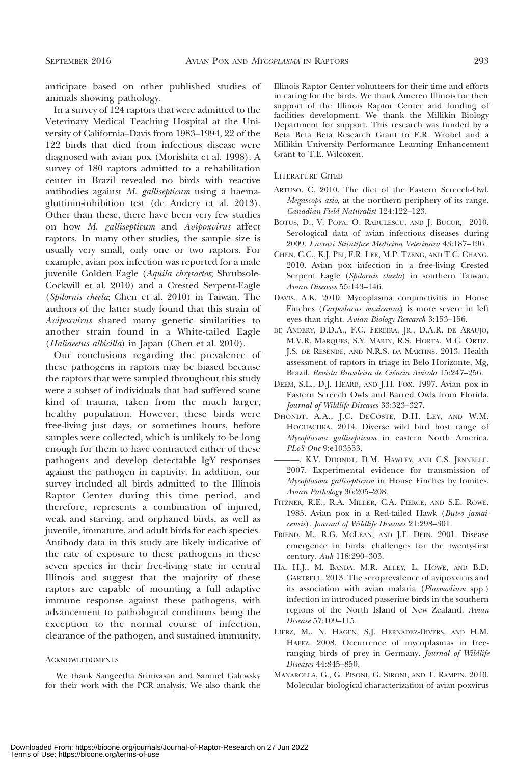anticipate based on other published studies of animals showing pathology.

In a survey of 124 raptors that were admitted to the Veterinary Medical Teaching Hospital at the University of California–Davis from 1983–1994, 22 of the 122 birds that died from infectious disease were diagnosed with avian pox (Morishita et al. 1998). A survey of 180 raptors admitted to a rehabilitation center in Brazil revealed no birds with reactive antibodies against *M. gallisepticum* using a haemagluttinin-inhibition test (de Andery et al. 2013). Other than these, there have been very few studies on how *M. gallisepticum* and *Avipoxvirus* affect raptors. In many other studies, the sample size is usually very small, only one or two raptors. For example, avian pox infection was reported for a male juvenile Golden Eagle (*Aquila chrysaetos*; Shrubsole-Cockwill et al. 2010) and a Crested Serpent-Eagle (*Spilornis cheela*; Chen et al. 2010) in Taiwan. The authors of the latter study found that this strain of *Avipoxvirus* shared many genetic similarities to another strain found in a White-tailed Eagle (*Haliaeetus albicilla*) in Japan (Chen et al. 2010).

Our conclusions regarding the prevalence of these pathogens in raptors may be biased because the raptors that were sampled throughout this study were a subset of individuals that had suffered some kind of trauma, taken from the much larger, healthy population. However, these birds were free-living just days, or sometimes hours, before samples were collected, which is unlikely to be long enough for them to have contracted either of these pathogens and develop detectable IgY responses against the pathogen in captivity. In addition, our survey included all birds admitted to the Illinois Raptor Center during this time period, and therefore, represents a combination of injured, weak and starving, and orphaned birds, as well as juvenile, immature, and adult birds for each species. Antibody data in this study are likely indicative of the rate of exposure to these pathogens in these seven species in their free-living state in central Illinois and suggest that the majority of these raptors are capable of mounting a full adaptive immune response against these pathogens, with advancement to pathological conditions being the exception to the normal course of infection, clearance of the pathogen, and sustained immunity.

## Acknowledgments

We thank Sangeetha Srinivasan and Samuel Galewsky for their work with the PCR analysis. We also thank the Illinois Raptor Center volunteers for their time and efforts in caring for the birds. We thank Ameren Illinois for their support of the Illinois Raptor Center and funding of facilities development. We thank the Millikin Biology Department for support. This research was funded by a Beta Beta Beta Research Grant to E.R. Wrobel and a Millikin University Performance Learning Enhancement Grant to T.E. Wilcoxen.

## Literature Cited

Artuso, C. 2010. The diet of the Eastern Screech-Owl, *Megascops asio*, at the northern periphery of its range. *Canadian Field Naturalist* 124:122–123.

Botus, D., V. Popa, O. Radulescu, and J. Bucur, 2010. Serological data of avian infectious diseases during 2009. *Lucrari Stiintifice Medicina Veterinara* 43:187–196.

Chen, C.C., K.J. Pei, F.R. Lee, M.P. Tzeng, and T.C. Chang. 2010. Avian pox infection in a free-living Crested Serpent Eagle (*Spilornis cheela*) in southern Taiwan. *Avian Diseases* 55:143–146.

Davis, A.K. 2010. Mycoplasma conjunctivitis in House Finches (*Carpodacus mexicanus*) is more severe in left eyes than right. *Avian Biology Research* 3:153–156.

de Andery, D.D.A., F.C. Fereira, Jr., D.A.R. de Araujo, M.V.R. Marques, S.Y. Marin, R.S. Horta, M.C. Ortiz, J.S. de Resende, and N.R.S. da Martins. 2013. Health assessment of raptors in triage in Belo Horizonte, Mg, Brazil. *Revista Brasileira de Ciência Avícola* 15:247–256.

Deem, S.L., D.J. Heard, and J.H. Fox. 1997. Avian pox in Eastern Screech Owls and Barred Owls from Florida. *Journal of Wildlife Diseases* 33:323–327.

Dhondt, A.A., J.C. DeCoste, D.H. Ley, and W.M. Hochachka. 2014. Diverse wild bird host range of *Mycoplasma gallisepticum* in eastern North America. *PLoS One* 9:e103553.

———, K.V. Dhondt, D.M. Hawley, and C.S. Jennelle. 2007. Experimental evidence for transmission of *Mycoplasma gallisepticum* in House Finches by fomites. *Avian Pathology* 36:205–208.

Fitzner, R.E., R.A. Miller, C.A. Pierce, and S.E. Rowe. 1985. Avian pox in a Red-tailed Hawk (*Buteo jamaicensis*). *Journal of Wildlife Diseases* 21:298–301.

Friend, M., R.G. McLean, and J.F. Dein. 2001. Disease emergence in birds: challenges for the twenty-first century. *Auk* 118:290–303.

Ha, H.J., M. Banda, M.R. Alley, L. Howe, and B.D. Gartrell. 2013. The seroprevalence of avipoxvirus and its association with avian malaria (*Plasmodium* spp.) infection in introduced passerine birds in the southern regions of the North Island of New Zealand. *Avian Disease* 57:109–115.

Lierz, M., N. Hagen, S.J. Hernadez-Divers, and H.M. Hafez. 2008. Occurrence of mycoplasmas in free-ranging birds of prey in Germany. *Journal of Wildlife Diseases* 44:845–850.

Manarolla, G., G. Pisoni, G. Sironi, and T. Rampin. 2010. Molecular biological characterization of avian poxvirus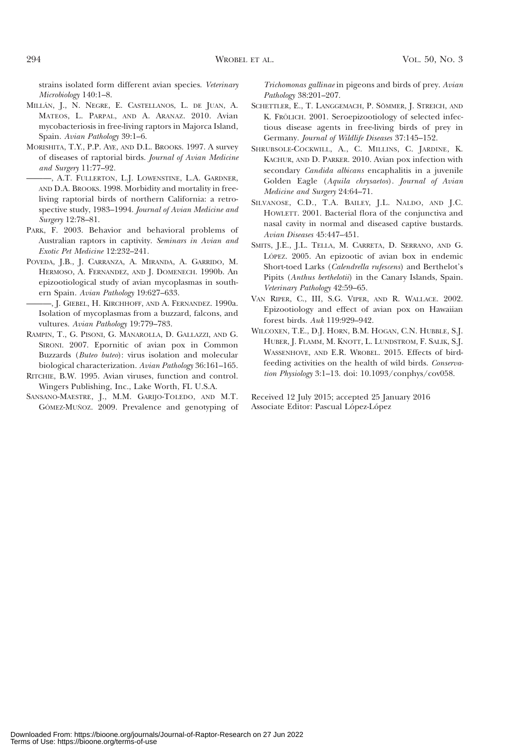strains isolated form different avian species. *Veterinary Microbiology* 140:1–8.

MILLÁN, J., N. NEGRE, E. CASTELLANOS, L. DE JUAN, A. MATEOS, L. PARPAL, AND A. ARANAZ. 2010. Avian mycobacteriosis in free-living raptors in Majorca Island, Spain. *Avian Pathology* 39:1–6.

MORISHITA, T.Y., P.P. AYE, AND D.L. BROOKS. 1997. A survey of diseases of raptorial birds. *Journal of Avian Medicine and Surgery* 11:77–92.

———, A.T. FULLERTON, L.J. LOWENSTINE, L.A. GARDNER, AND D.A. BROOKS. 1998. Morbidity and mortality in free-living raptorial birds of northern California: a retrospective study, 1983–1994. *Journal of Avian Medicine and Surgery* 12:78–81.

PARK, F. 2003. Behavior and behavioral problems of Australian raptors in captivity. *Seminars in Avian and Exotic Pet Medicine* 12:232–241.

POVEDA, J.B., J. CARRANZA, A. MIRANDA, A. GARRIDO, M. HERMOSO, A. FERNANDEZ, AND J. DOMENECH. 1990b. An epizootiological study of avian mycoplasmas in southern Spain. *Avian Pathology* 19:627–633.

———, J. GIEBEL, H. KIRCHHOFF, AND A. FERNANDEZ. 1990a. Isolation of mycoplasmas from a buzzard, falcons, and vultures. *Avian Pathology* 19:779–783.

RAMPIN, T., G. PISONI, G. MANAROLLA, D. GALLAZZI, AND G. SIRONI. 2007. Epornitic of avian pox in Common Buzzards (*Buteo buteo*): virus isolation and molecular biological characterization. *Avian Pathology* 36:161–165.

RITCHIE, B.W. 1995. Avian viruses, function and control. Wingers Publishing, Inc., Lake Worth, FL U.S.A.

SANSANO-MAESTRE, J., M.M. GARIJO-TOLEDO, AND M.T. GÓMEZ-MUÑOZ. 2009. Prevalence and genotyping of *Trichomonas gallinae* in pigeons and birds of prey. *Avian Pathology* 38:201–207.

SCHETTLER, E., T. LANGGEMACH, P. SÖMMER, J. STREICH, AND K. FRÖLICH. 2001. Seroepizootiology of selected infectious disease agents in free-living birds of prey in Germany. *Journal of Wildlife Diseases* 37:145–152.

SHRUBSOLE-COCKWILL, A., C. MILLINS, C. JARDINE, K. KACHUR, AND D. PARKER. 2010. Avian pox infection with secondary *Candida albicans* encaphalitis in a juvenile Golden Eagle (*Aquila chrysaetos*). *Journal of Avian Medicine and Surgery* 24:64–71.

SILVANOSE, C.D., T.A. BAILEY, J.L. NALDO, AND J.C. HOWLETT. 2001. Bacterial flora of the conjunctiva and nasal cavity in normal and diseased captive bustards. *Avian Diseases* 45:447–451.

SMITS, J.E., J.L. TELLA, M. CARRETA, D. SERRANO, AND G. LÓPEZ. 2005. An epizootic of avian box in endemic Short-toed Larks (*Calendrella rufescens*) and Berthelot's Pipits (*Anthus berthelotii*) in the Canary Islands, Spain. *Veterinary Pathology* 42:59–65.

VAN RIPER, C., III, S.G. VIPER, AND R. WALLACE. 2002. Epizootiology and effect of avian pox on Hawaiian forest birds. *Auk* 119:929–942.

WILCOXEN, T.E., D.J. HORN, B.M. HOGAN, C.N. HUBBLE, S.J. HUBER, J. FLAMM, M. KNOTT, L. LUNDSTROM, F. SALIK, S.J. WASSENHOVE, AND E.R. WROBEL. 2015. Effects of bird-feeding activities on the health of wild birds. *Conservation Physiology* 3:1–13. doi: 10.1093/conphys/cov058.

Received 12 July 2015; accepted 25 January 2016
Associate Editor: Pascual López-López